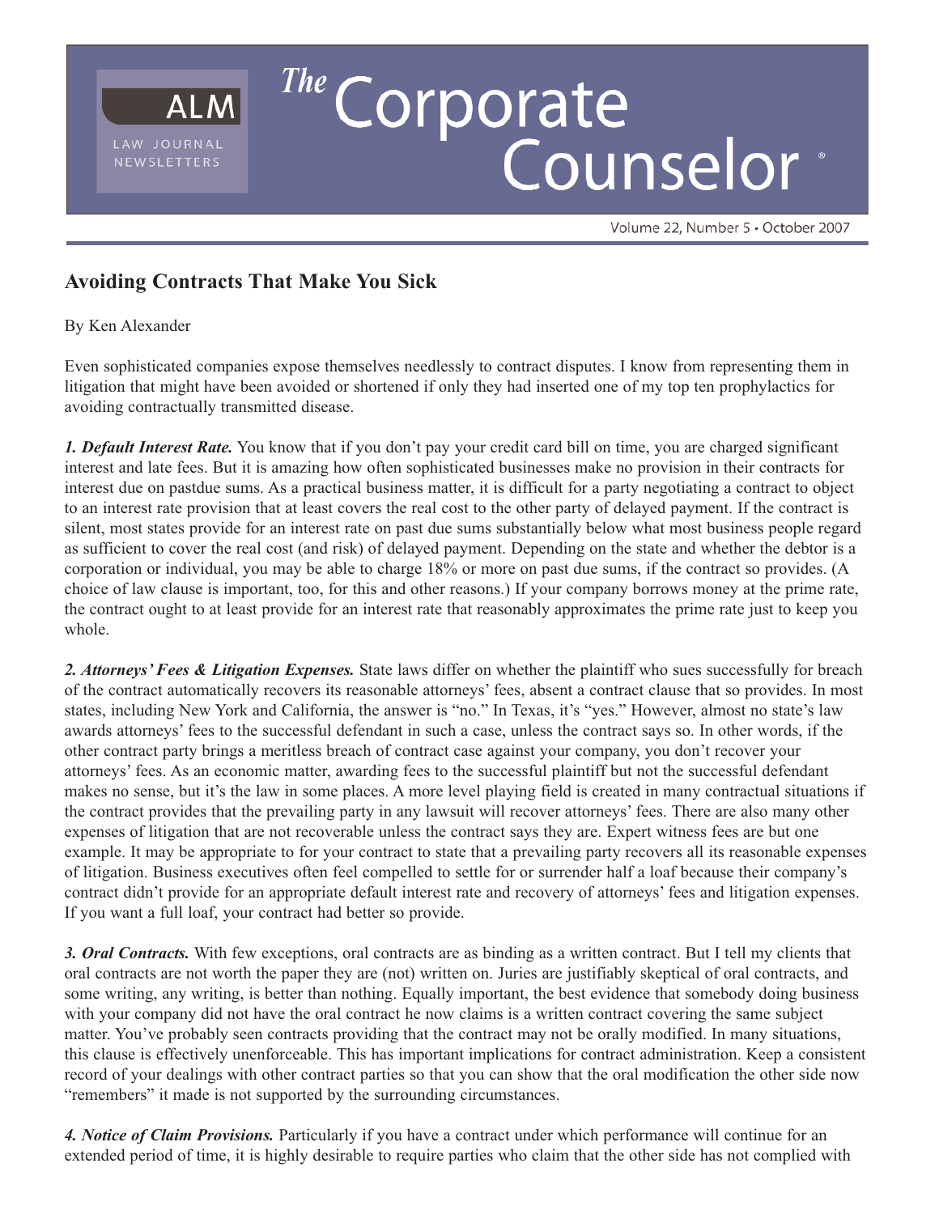# Avoiding Contracts That Make You Sick

By Ken Alexander

Even sophisticated companies expose themselves needlessly to contract disputes. I know from representing them in litigation that might have been avoided or shortened if only they had inserted one of my top ten prophylactics for avoiding contractually transmitted disease.

***1. Default Interest Rate.*** You know that if you don't pay your credit card bill on time, you are charged significant interest and late fees. But it is amazing how often sophisticated businesses make no provision in their contracts for interest due on pastdue sums. As a practical business matter, it is difficult for a party negotiating a contract to object to an interest rate provision that at least covers the real cost to the other party of delayed payment. If the contract is silent, most states provide for an interest rate on past due sums substantially below what most business people regard as sufficient to cover the real cost (and risk) of delayed payment. Depending on the state and whether the debtor is a corporation or individual, you may be able to charge 18% or more on past due sums, if the contract so provides. (A choice of law clause is important, too, for this and other reasons.) If your company borrows money at the prime rate, the contract ought to at least provide for an interest rate that reasonably approximates the prime rate just to keep you whole.

***2. Attorneys' Fees & Litigation Expenses.*** State laws differ on whether the plaintiff who sues successfully for breach of the contract automatically recovers its reasonable attorneys' fees, absent a contract clause that so provides. In most states, including New York and California, the answer is "no." In Texas, it's "yes." However, almost no state's law awards attorneys' fees to the successful defendant in such a case, unless the contract says so. In other words, if the other contract party brings a meritless breach of contract case against your company, you don't recover your attorneys' fees. As an economic matter, awarding fees to the successful plaintiff but not the successful defendant makes no sense, but it's the law in some places. A more level playing field is created in many contractual situations if the contract provides that the prevailing party in any lawsuit will recover attorneys' fees. There are also many other expenses of litigation that are not recoverable unless the contract says they are. Expert witness fees are but one example. It may be appropriate to for your contract to state that a prevailing party recovers all its reasonable expenses of litigation. Business executives often feel compelled to settle for or surrender half a loaf because their company's contract didn't provide for an appropriate default interest rate and recovery of attorneys' fees and litigation expenses. If you want a full loaf, your contract had better so provide.

***3. Oral Contracts.*** With few exceptions, oral contracts are as binding as a written contract. But I tell my clients that oral contracts are not worth the paper they are (not) written on. Juries are justifiably skeptical of oral contracts, and some writing, any writing, is better than nothing. Equally important, the best evidence that somebody doing business with your company did not have the oral contract he now claims is a written contract covering the same subject matter. You've probably seen contracts providing that the contract may not be orally modified. In many situations, this clause is effectively unenforceable. This has important implications for contract administration. Keep a consistent record of your dealings with other contract parties so that you can show that the oral modification the other side now "remembers" it made is not supported by the surrounding circumstances.

***4. Notice of Claim Provisions.*** Particularly if you have a contract under which performance will continue for an extended period of time, it is highly desirable to require parties who claim that the other side has not complied with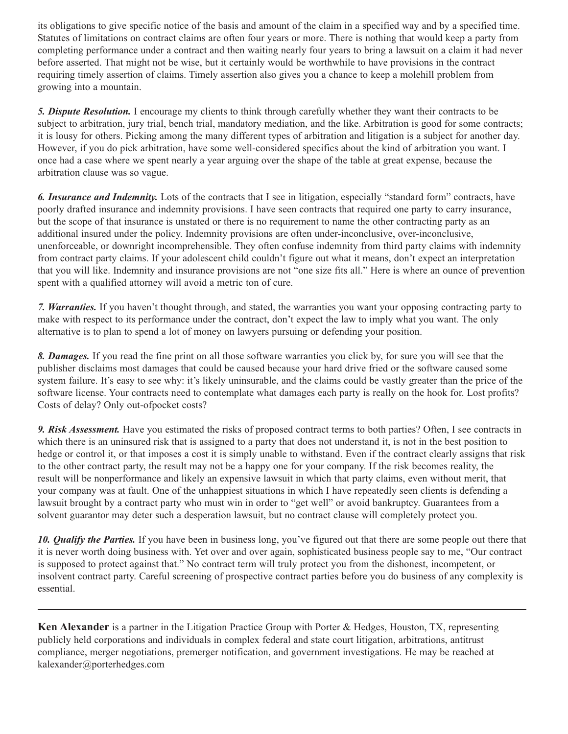its obligations to give specific notice of the basis and amount of the claim in a specified way and by a specified time. Statutes of limitations on contract claims are often four years or more. There is nothing that would keep a party from completing performance under a contract and then waiting nearly four years to bring a lawsuit on a claim it had never before asserted. That might not be wise, but it certainly would be worthwhile to have provisions in the contract requiring timely assertion of claims. Timely assertion also gives you a chance to keep a molehill problem from growing into a mountain.

***5. Dispute Resolution.*** I encourage my clients to think through carefully whether they want their contracts to be subject to arbitration, jury trial, bench trial, mandatory mediation, and the like. Arbitration is good for some contracts; it is lousy for others. Picking among the many different types of arbitration and litigation is a subject for another day. However, if you do pick arbitration, have some well-considered specifics about the kind of arbitration you want. I once had a case where we spent nearly a year arguing over the shape of the table at great expense, because the arbitration clause was so vague.

***6. Insurance and Indemnity.*** Lots of the contracts that I see in litigation, especially "standard form" contracts, have poorly drafted insurance and indemnity provisions. I have seen contracts that required one party to carry insurance, but the scope of that insurance is unstated or there is no requirement to name the other contracting party as an additional insured under the policy. Indemnity provisions are often under-inconclusive, over-inconclusive, unenforceable, or downright incomprehensible. They often confuse indemnity from third party claims with indemnity from contract party claims. If your adolescent child couldn't figure out what it means, don't expect an interpretation that you will like. Indemnity and insurance provisions are not "one size fits all." Here is where an ounce of prevention spent with a qualified attorney will avoid a metric ton of cure.

***7. Warranties.*** If you haven't thought through, and stated, the warranties you want your opposing contracting party to make with respect to its performance under the contract, don't expect the law to imply what you want. The only alternative is to plan to spend a lot of money on lawyers pursuing or defending your position.

***8. Damages.*** If you read the fine print on all those software warranties you click by, for sure you will see that the publisher disclaims most damages that could be caused because your hard drive fried or the software caused some system failure. It's easy to see why: it's likely uninsurable, and the claims could be vastly greater than the price of the software license. Your contracts need to contemplate what damages each party is really on the hook for. Lost profits? Costs of delay? Only out-ofpocket costs?

***9. Risk Assessment.*** Have you estimated the risks of proposed contract terms to both parties? Often, I see contracts in which there is an uninsured risk that is assigned to a party that does not understand it, is not in the best position to hedge or control it, or that imposes a cost it is simply unable to withstand. Even if the contract clearly assigns that risk to the other contract party, the result may not be a happy one for your company. If the risk becomes reality, the result will be nonperformance and likely an expensive lawsuit in which that party claims, even without merit, that your company was at fault. One of the unhappiest situations in which I have repeatedly seen clients is defending a lawsuit brought by a contract party who must win in order to "get well" or avoid bankruptcy. Guarantees from a solvent guarantor may deter such a desperation lawsuit, but no contract clause will completely protect you.

***10. Qualify the Parties.*** If you have been in business long, you've figured out that there are some people out there that it is never worth doing business with. Yet over and over again, sophisticated business people say to me, "Our contract is supposed to protect against that." No contract term will truly protect you from the dishonest, incompetent, or insolvent contract party. Careful screening of prospective contract parties before you do business of any complexity is essential.

---

**Ken Alexander** is a partner in the Litigation Practice Group with Porter & Hedges, Houston, TX, representing publicly held corporations and individuals in complex federal and state court litigation, arbitrations, antitrust compliance, merger negotiations, premerger notification, and government investigations. He may be reached at kalexander@porterhedges.com